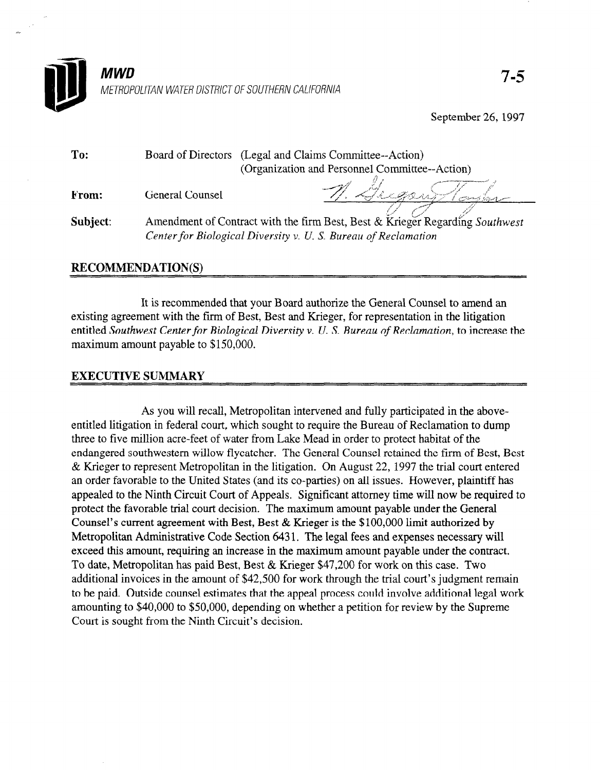**MWD**

METROPOLITAN WATER DISTRICT OF SOUTHERN CALIFORNIA

7-5

September 26, 1997

| | | |
|---|---|---|
| **To:** | Board of Directors | (Legal and Claims Committee--Action) (Organization and Personnel Committee--Action) |
| **From:** | General Counsel | N. Gregory Taylor |
| **Subject:** | Amendment of Contract with the firm Best, Best & Krieger Regarding *Southwest Center for Biological Diversity v. U. S. Bureau of Reclamation* | |

## RECOMMENDATION(S)

It is recommended that your Board authorize the General Counsel to amend an existing agreement with the firm of Best, Best and Krieger, for representation in the litigation entitled *Southwest Center for Biological Diversity v. U. S. Bureau of Reclamation*, to increase the maximum amount payable to $150,000.

## EXECUTIVE SUMMARY

As you will recall, Metropolitan intervened and fully participated in the above-entitled litigation in federal court, which sought to require the Bureau of Reclamation to dump three to five million acre-feet of water from Lake Mead in order to protect habitat of the endangered southwestern willow flycatcher. The General Counsel retained the firm of Best, Best & Krieger to represent Metropolitan in the litigation. On August 22, 1997 the trial court entered an order favorable to the United States (and its co-parties) on all issues. However, plaintiff has appealed to the Ninth Circuit Court of Appeals. Significant attorney time will now be required to protect the favorable trial court decision. The maximum amount payable under the General Counsel's current agreement with Best, Best & Krieger is the $100,000 limit authorized by Metropolitan Administrative Code Section 6431. The legal fees and expenses necessary will exceed this amount, requiring an increase in the maximum amount payable under the contract. To date, Metropolitan has paid Best, Best & Krieger $47,200 for work on this case. Two additional invoices in the amount of $42,500 for work through the trial court's judgment remain to be paid. Outside counsel estimates that the appeal process could involve additional legal work amounting to $40,000 to $50,000, depending on whether a petition for review by the Supreme Court is sought from the Ninth Circuit's decision.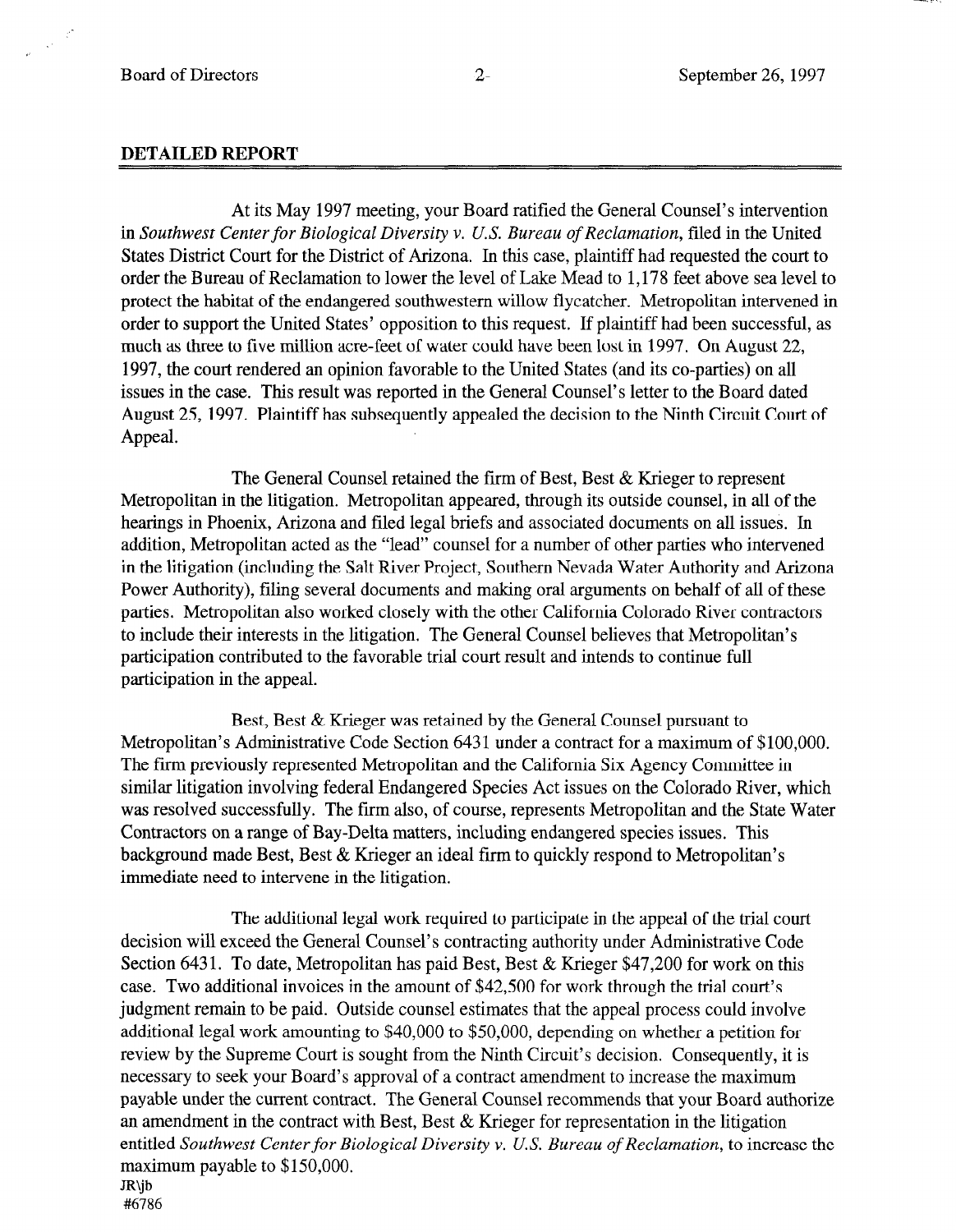## DETAILED REPORT

At its May 1997 meeting, your Board ratified the General Counsel's intervention in *Southwest Center for Biological Diversity v. U.S. Bureau of Reclamation*, filed in the United States District Court for the District of Arizona. In this case, plaintiff had requested the court to order the Bureau of Reclamation to lower the level of Lake Mead to 1,178 feet above sea level to protect the habitat of the endangered southwestern willow flycatcher. Metropolitan intervened in order to support the United States' opposition to this request. If plaintiff had been successful, as much as three to five million acre-feet of water could have been lost in 1997. On August 22, 1997, the court rendered an opinion favorable to the United States (and its co-parties) on all issues in the case. This result was reported in the General Counsel's letter to the Board dated August 25, 1997. Plaintiff has subsequently appealed the decision to the Ninth Circuit Court of Appeal.

The General Counsel retained the firm of Best, Best & Krieger to represent Metropolitan in the litigation. Metropolitan appeared, through its outside counsel, in all of the hearings in Phoenix, Arizona and filed legal briefs and associated documents on all issues. In addition, Metropolitan acted as the "lead" counsel for a number of other parties who intervened in the litigation (including the Salt River Project, Southern Nevada Water Authority and Arizona Power Authority), filing several documents and making oral arguments on behalf of all of these parties. Metropolitan also worked closely with the other California Colorado River contractors to include their interests in the litigation. The General Counsel believes that Metropolitan's participation contributed to the favorable trial court result and intends to continue full participation in the appeal.

Best, Best & Krieger was retained by the General Counsel pursuant to Metropolitan's Administrative Code Section 6431 under a contract for a maximum of $100,000. The firm previously represented Metropolitan and the California Six Agency Committee in similar litigation involving federal Endangered Species Act issues on the Colorado River, which was resolved successfully. The firm also, of course, represents Metropolitan and the State Water Contractors on a range of Bay-Delta matters, including endangered species issues. This background made Best, Best & Krieger an ideal firm to quickly respond to Metropolitan's immediate need to intervene in the litigation.

The additional legal work required to participate in the appeal of the trial court decision will exceed the General Counsel's contracting authority under Administrative Code Section 6431. To date, Metropolitan has paid Best, Best & Krieger $47,200 for work on this case. Two additional invoices in the amount of $42,500 for work through the trial court's judgment remain to be paid. Outside counsel estimates that the appeal process could involve additional legal work amounting to $40,000 to $50,000, depending on whether a petition for review by the Supreme Court is sought from the Ninth Circuit's decision. Consequently, it is necessary to seek your Board's approval of a contract amendment to increase the maximum payable under the current contract. The General Counsel recommends that your Board authorize an amendment in the contract with Best, Best & Krieger for representation in the litigation entitled *Southwest Center for Biological Diversity v. U.S. Bureau of Reclamation*, to increase the maximum payable to $150,000.

JR\jb
#6786